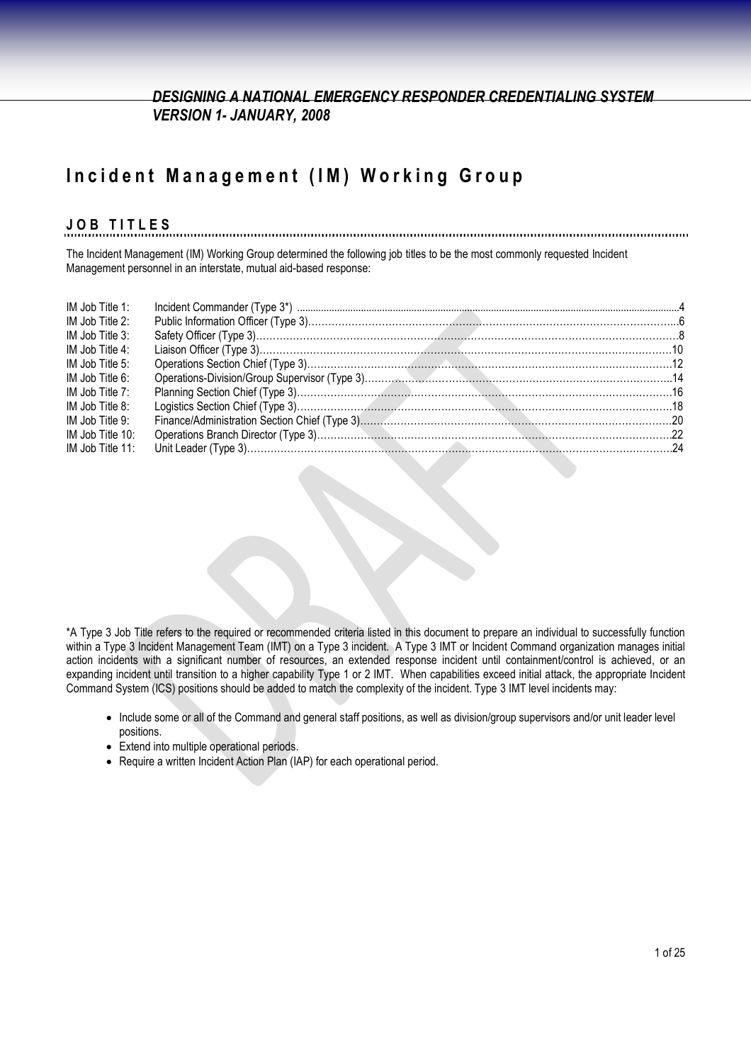*DESIGNING A NATIONAL EMERGENCY RESPONDER CREDENTIALING SYSTEM*
*VERSION 1- JANUARY, 2008*

# Incident Management (IM) Working Group

## JOB TITLES

The Incident Management (IM) Working Group determined the following job titles to be the most commonly requested Incident Management personnel in an interstate, mutual aid-based response:

| | | |
|---|---|---|
| IM Job Title 1: | Incident Commander (Type 3*) | 4 |
| IM Job Title 2: | Public Information Officer (Type 3) | 6 |
| IM Job Title 3: | Safety Officer (Type 3) | 8 |
| IM Job Title 4: | Liaison Officer (Type 3) | 10 |
| IM Job Title 5: | Operations Section Chief (Type 3) | 12 |
| IM Job Title 6: | Operations-Division/Group Supervisor (Type 3) | 14 |
| IM Job Title 7: | Planning Section Chief (Type 3) | 16 |
| IM Job Title 8: | Logistics Section Chief (Type 3) | 18 |
| IM Job Title 9: | Finance/Administration Section Chief (Type 3) | 20 |
| IM Job Title 10: | Operations Branch Director (Type 3) | 22 |
| IM Job Title 11: | Unit Leader (Type 3) | 24 |

*A Type 3 Job Title refers to the required or recommended criteria listed in this document to prepare an individual to successfully function within a Type 3 Incident Management Team (IMT) on a Type 3 incident. A Type 3 IMT or Incident Command organization manages initial action incidents with a significant number of resources, an extended response incident until containment/control is achieved, or an expanding incident until transition to a higher capability Type 1 or 2 IMT. When capabilities exceed initial attack, the appropriate Incident Command System (ICS) positions should be added to match the complexity of the incident. Type 3 IMT level incidents may:

- Include some or all of the Command and general staff positions, as well as division/group supervisors and/or unit leader level positions.
- Extend into multiple operational periods.
- Require a written Incident Action Plan (IAP) for each operational period.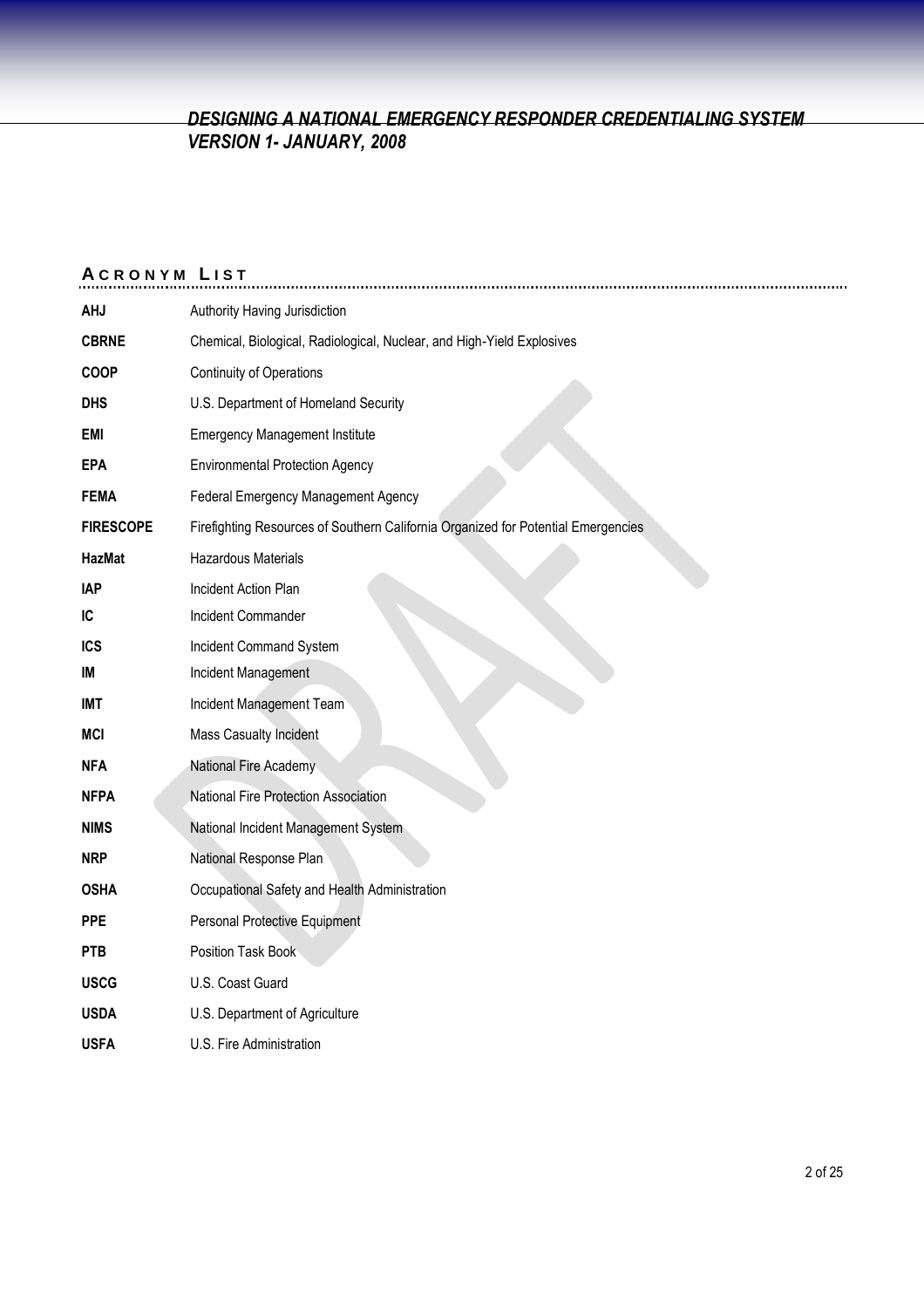## Acronym List

| | |
|---|---|
| **AHJ** | Authority Having Jurisdiction |
| **CBRNE** | Chemical, Biological, Radiological, Nuclear, and High-Yield Explosives |
| **COOP** | Continuity of Operations |
| **DHS** | U.S. Department of Homeland Security |
| **EMI** | Emergency Management Institute |
| **EPA** | Environmental Protection Agency |
| **FEMA** | Federal Emergency Management Agency |
| **FIRESCOPE** | Firefighting Resources of Southern California Organized for Potential Emergencies |
| **HazMat** | Hazardous Materials |
| **IAP** | Incident Action Plan |
| **IC** | Incident Commander |
| **ICS** | Incident Command System |
| **IM** | Incident Management |
| **IMT** | Incident Management Team |
| **MCI** | Mass Casualty Incident |
| **NFA** | National Fire Academy |
| **NFPA** | National Fire Protection Association |
| **NIMS** | National Incident Management System |
| **NRP** | National Response Plan |
| **OSHA** | Occupational Safety and Health Administration |
| **PPE** | Personal Protective Equipment |
| **PTB** | Position Task Book |
| **USCG** | U.S. Coast Guard |
| **USDA** | U.S. Department of Agriculture |
| **USFA** | U.S. Fire Administration |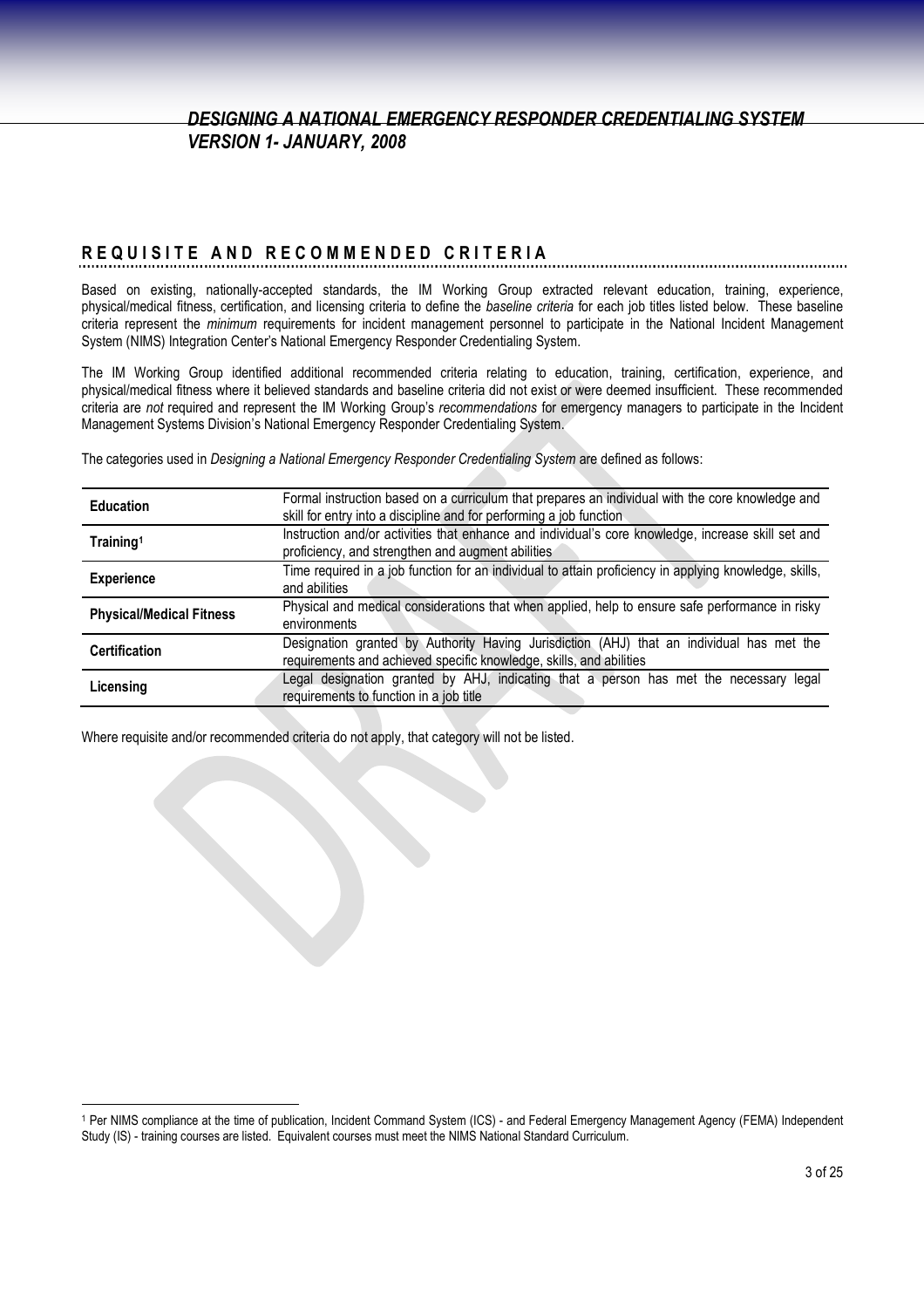## REQUISITE AND RECOMMENDED CRITERIA

Based on existing, nationally-accepted standards, the IM Working Group extracted relevant education, training, experience, physical/medical fitness, certification, and licensing criteria to define the *baseline criteria* for each job titles listed below. These baseline criteria represent the *minimum* requirements for incident management personnel to participate in the National Incident Management System (NIMS) Integration Center's National Emergency Responder Credentialing System.

The IM Working Group identified additional recommended criteria relating to education, training, certification, experience, and physical/medical fitness where it believed standards and baseline criteria did not exist or were deemed insufficient. These recommended criteria are *not* required and represent the IM Working Group's *recommendations* for emergency managers to participate in the Incident Management Systems Division's National Emergency Responder Credentialing System.

The categories used in *Designing a National Emergency Responder Credentialing System* are defined as follows:

| | |
|---|---|
| **Education** | Formal instruction based on a curriculum that prepares an individual with the core knowledge and skill for entry into a discipline and for performing a job function |
| **Training**[1] | Instruction and/or activities that enhance and individual's core knowledge, increase skill set and proficiency, and strengthen and augment abilities |
| **Experience** | Time required in a job function for an individual to attain proficiency in applying knowledge, skills, and abilities |
| **Physical/Medical Fitness** | Physical and medical considerations that when applied, help to ensure safe performance in risky environments |
| **Certification** | Designation granted by Authority Having Jurisdiction (AHJ) that an individual has met the requirements and achieved specific knowledge, skills, and abilities |
| **Licensing** | Legal designation granted by AHJ, indicating that a person has met the necessary legal requirements to function in a job title |

Where requisite and/or recommended criteria do not apply, that category will not be listed.

[1] Per NIMS compliance at the time of publication, Incident Command System (ICS) - and Federal Emergency Management Agency (FEMA) Independent Study (IS) - training courses are listed. Equivalent courses must meet the NIMS National Standard Curriculum.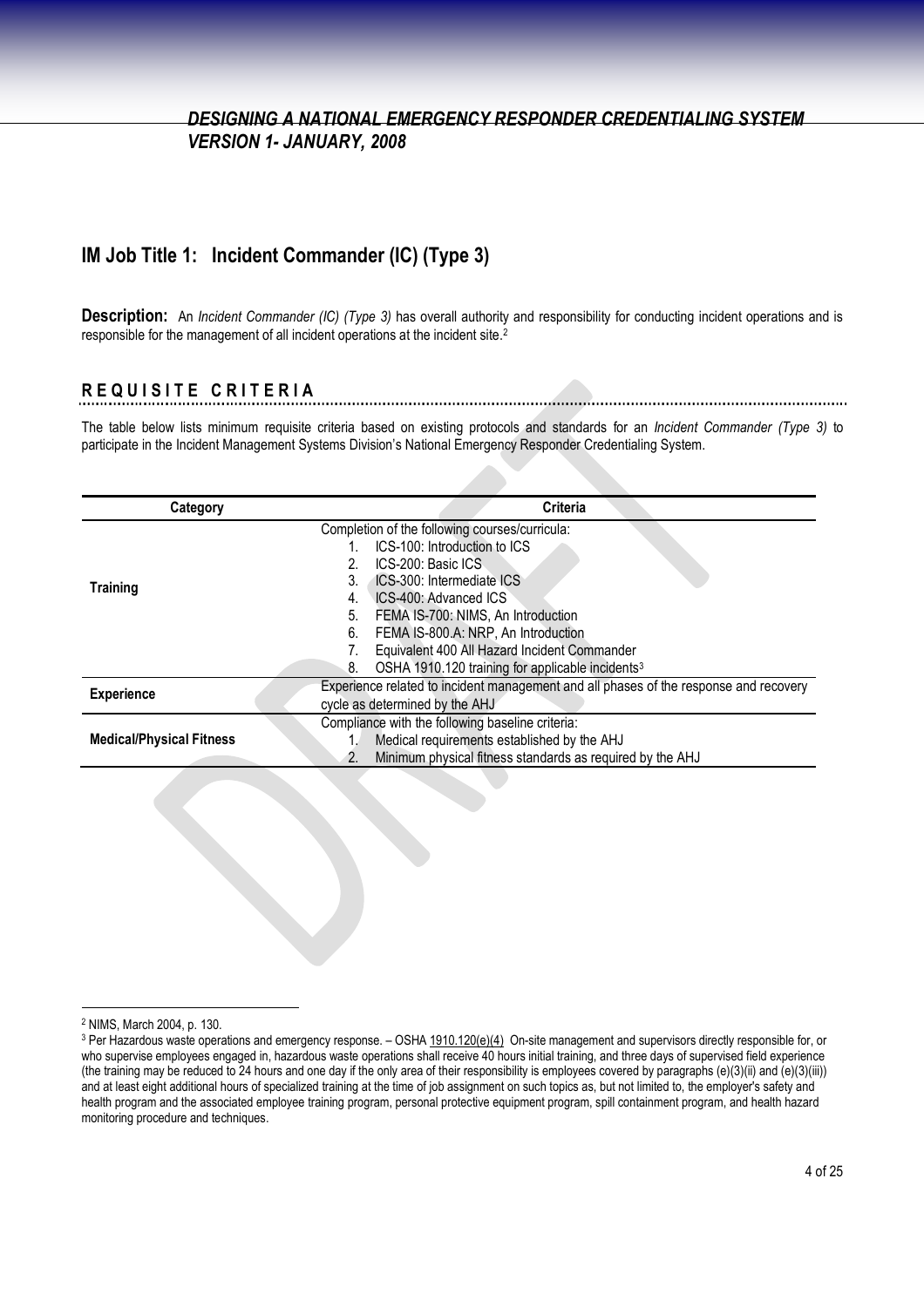## IM Job Title 1: Incident Commander (IC) (Type 3)

**Description:** An *Incident Commander (IC) (Type 3)* has overall authority and responsibility for conducting incident operations and is responsible for the management of all incident operations at the incident site.[2]

### REQUISITE CRITERIA

The table below lists minimum requisite criteria based on existing protocols and standards for an *Incident Commander (Type 3)* to participate in the Incident Management Systems Division's National Emergency Responder Credentialing System.

| Category | Criteria |
|---|---|
| **Training** | Completion of the following courses/curricula:<br>1. ICS-100: Introduction to ICS<br>2. ICS-200: Basic ICS<br>3. ICS-300: Intermediate ICS<br>4. ICS-400: Advanced ICS<br>5. FEMA IS-700: NIMS, An Introduction<br>6. FEMA IS-800.A: NRP, An Introduction<br>7. Equivalent 400 All Hazard Incident Commander<br>8. OSHA 1910.120 training for applicable incidents[3] |
| **Experience** | Experience related to incident management and all phases of the response and recovery cycle as determined by the AHJ |
| **Medical/Physical Fitness** | Compliance with the following baseline criteria:<br>1. Medical requirements established by the AHJ<br>2. Minimum physical fitness standards as required by the AHJ |

---

[2] NIMS, March 2004, p. 130.

[3] Per Hazardous waste operations and emergency response. – OSHA 1910.120(e)(4) On-site management and supervisors directly responsible for, or who supervise employees engaged in, hazardous waste operations shall receive 40 hours initial training, and three days of supervised field experience (the training may be reduced to 24 hours and one day if the only area of their responsibility is employees covered by paragraphs (e)(3)(ii) and (e)(3)(iii)) and at least eight additional hours of specialized training at the time of job assignment on such topics as, but not limited to, the employer's safety and health program and the associated employee training program, personal protective equipment program, spill containment program, and health hazard monitoring procedure and techniques.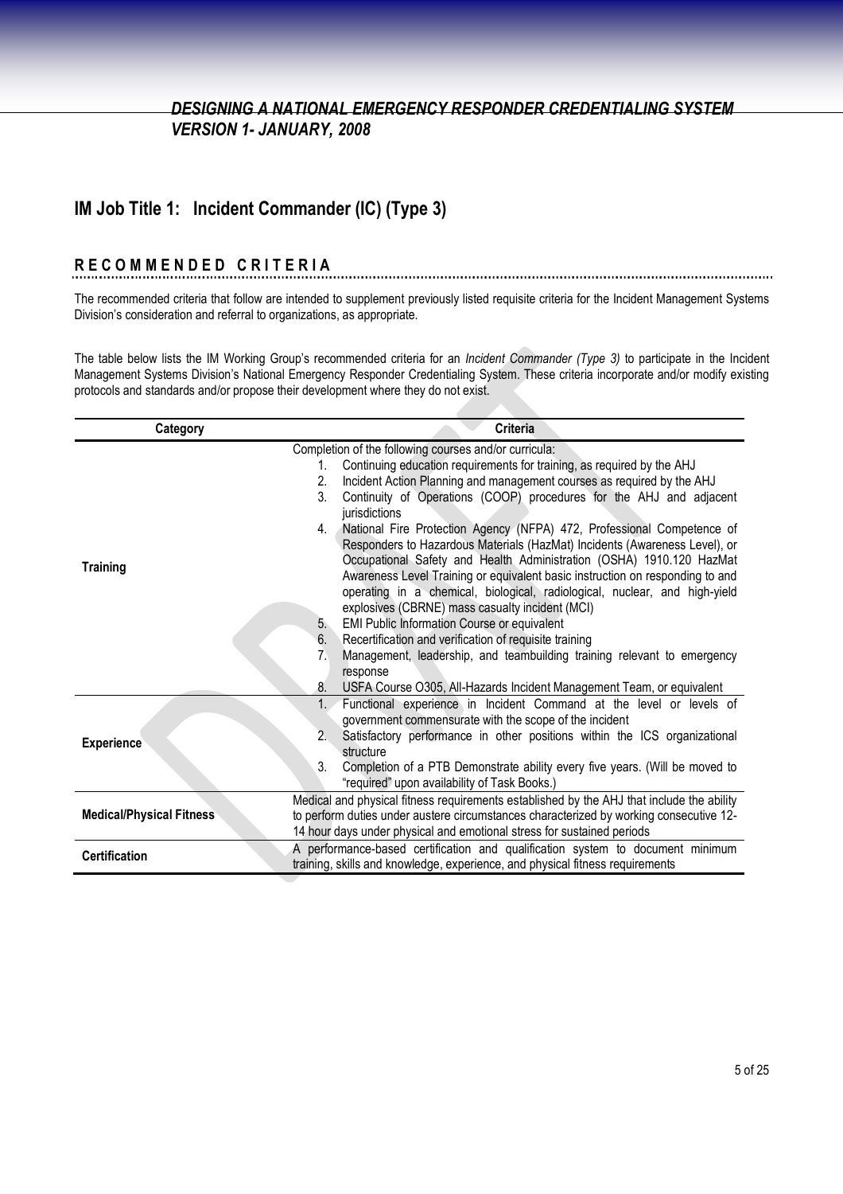## IM Job Title 1: Incident Commander (IC) (Type 3)

### RECOMMENDED CRITERIA

The recommended criteria that follow are intended to supplement previously listed requisite criteria for the Incident Management Systems Division's consideration and referral to organizations, as appropriate.

The table below lists the IM Working Group's recommended criteria for an *Incident Commander (Type 3)* to participate in the Incident Management Systems Division's National Emergency Responder Credentialing System. These criteria incorporate and/or modify existing protocols and standards and/or propose their development where they do not exist.

| Category | Criteria |
|---|---|
| **Training** | Completion of the following courses and/or curricula:<br>1. Continuing education requirements for training, as required by the AHJ<br>2. Incident Action Planning and management courses as required by the AHJ<br>3. Continuity of Operations (COOP) procedures for the AHJ and adjacent jurisdictions<br>4. National Fire Protection Agency (NFPA) 472, Professional Competence of Responders to Hazardous Materials (HazMat) Incidents (Awareness Level), or Occupational Safety and Health Administration (OSHA) 1910.120 HazMat Awareness Level Training or equivalent basic instruction on responding to and operating in a chemical, biological, radiological, nuclear, and high-yield explosives (CBRNE) mass casualty incident (MCI)<br>5. EMI Public Information Course or equivalent<br>6. Recertification and verification of requisite training<br>7. Management, leadership, and teambuilding training relevant to emergency response<br>8. USFA Course O305, All-Hazards Incident Management Team, or equivalent |
| **Experience** | 1. Functional experience in Incident Command at the level or levels of government commensurate with the scope of the incident<br>2. Satisfactory performance in other positions within the ICS organizational structure<br>3. Completion of a PTB Demonstrate ability every five years. (Will be moved to "required" upon availability of Task Books.) |
| **Medical/Physical Fitness** | Medical and physical fitness requirements established by the AHJ that include the ability to perform duties under austere circumstances characterized by working consecutive 12-14 hour days under physical and emotional stress for sustained periods |
| **Certification** | A performance-based certification and qualification system to document minimum training, skills and knowledge, experience, and physical fitness requirements |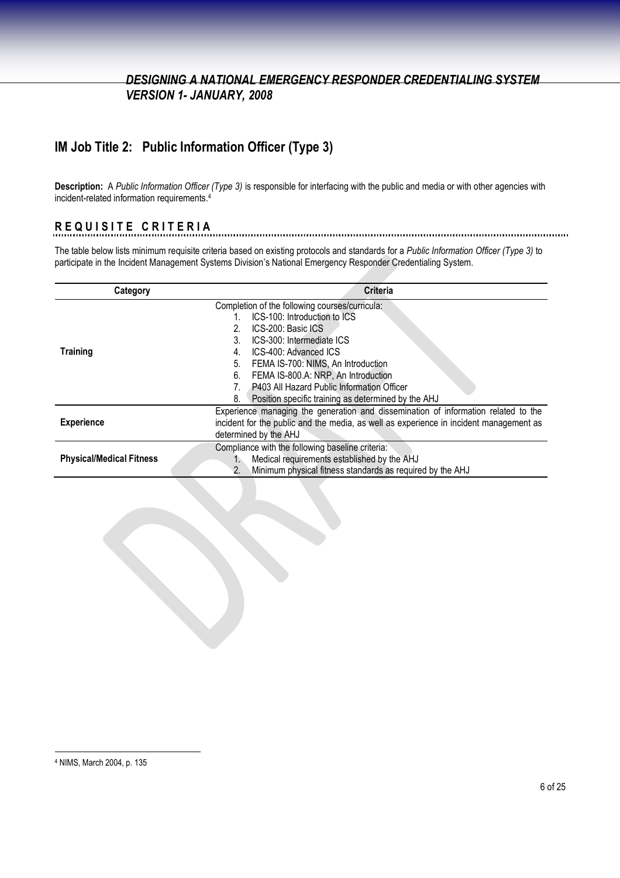## IM Job Title 2: Public Information Officer (Type 3)

**Description:** A *Public Information Officer (Type 3)* is responsible for interfacing with the public and media or with other agencies with incident-related information requirements.[4]

### REQUISITE CRITERIA

The table below lists minimum requisite criteria based on existing protocols and standards for a *Public Information Officer (Type 3)* to participate in the Incident Management Systems Division's National Emergency Responder Credentialing System.

| Category | Criteria |
| --- | --- |
| **Training** | Completion of the following courses/curricula:<br>1. ICS-100: Introduction to ICS<br>2. ICS-200: Basic ICS<br>3. ICS-300: Intermediate ICS<br>4. ICS-400: Advanced ICS<br>5. FEMA IS-700: NIMS, An Introduction<br>6. FEMA IS-800.A: NRP, An Introduction<br>7. P403 All Hazard Public Information Officer<br>8. Position specific training as determined by the AHJ |
| **Experience** | Experience managing the generation and dissemination of information related to the incident for the public and the media, as well as experience in incident management as determined by the AHJ |
| **Physical/Medical Fitness** | Compliance with the following baseline criteria:<br>1. Medical requirements established by the AHJ<br>2. Minimum physical fitness standards as required by the AHJ |

[4] NIMS, March 2004, p. 135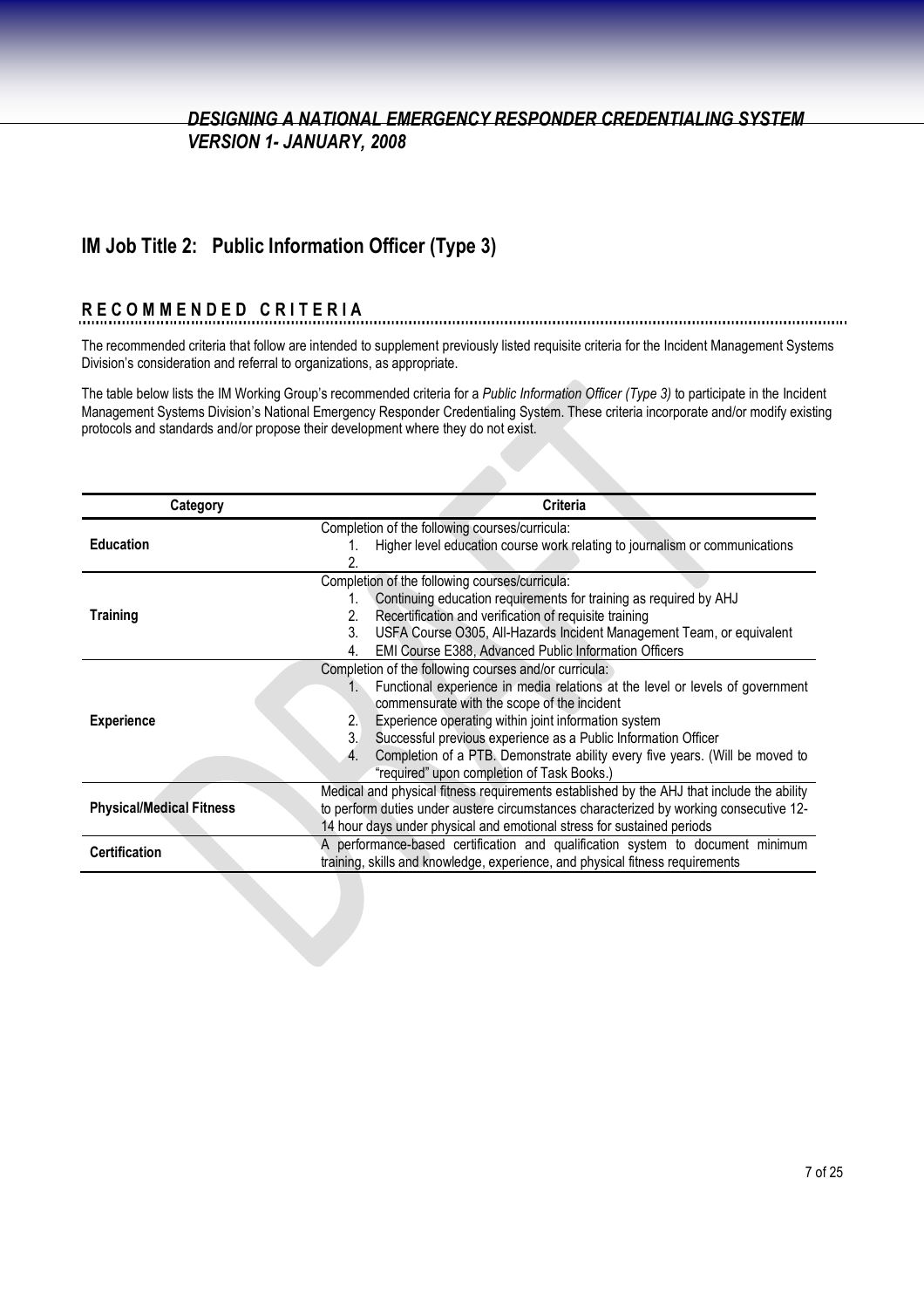## IM Job Title 2: Public Information Officer (Type 3)

### RECOMMENDED CRITERIA

The recommended criteria that follow are intended to supplement previously listed requisite criteria for the Incident Management Systems Division's consideration and referral to organizations, as appropriate.

The table below lists the IM Working Group's recommended criteria for a *Public Information Officer (Type 3)* to participate in the Incident Management Systems Division's National Emergency Responder Credentialing System. These criteria incorporate and/or modify existing protocols and standards and/or propose their development where they do not exist.

| Category | Criteria |
|---|---|
| **Education** | Completion of the following courses/curricula:<br>1. Higher level education course work relating to journalism or communications<br>2. |
| **Training** | Completion of the following courses/curricula:<br>1. Continuing education requirements for training as required by AHJ<br>2. Recertification and verification of requisite training<br>3. USFA Course O305, All-Hazards Incident Management Team, or equivalent<br>4. EMI Course E388, Advanced Public Information Officers |
| **Experience** | Completion of the following courses and/or curricula:<br>1. Functional experience in media relations at the level or levels of government commensurate with the scope of the incident<br>2. Experience operating within joint information system<br>3. Successful previous experience as a Public Information Officer<br>4. Completion of a PTB. Demonstrate ability every five years. (Will be moved to "required" upon completion of Task Books.) |
| **Physical/Medical Fitness** | Medical and physical fitness requirements established by the AHJ that include the ability to perform duties under austere circumstances characterized by working consecutive 12-14 hour days under physical and emotional stress for sustained periods |
| **Certification** | A performance-based certification and qualification system to document minimum training, skills and knowledge, experience, and physical fitness requirements |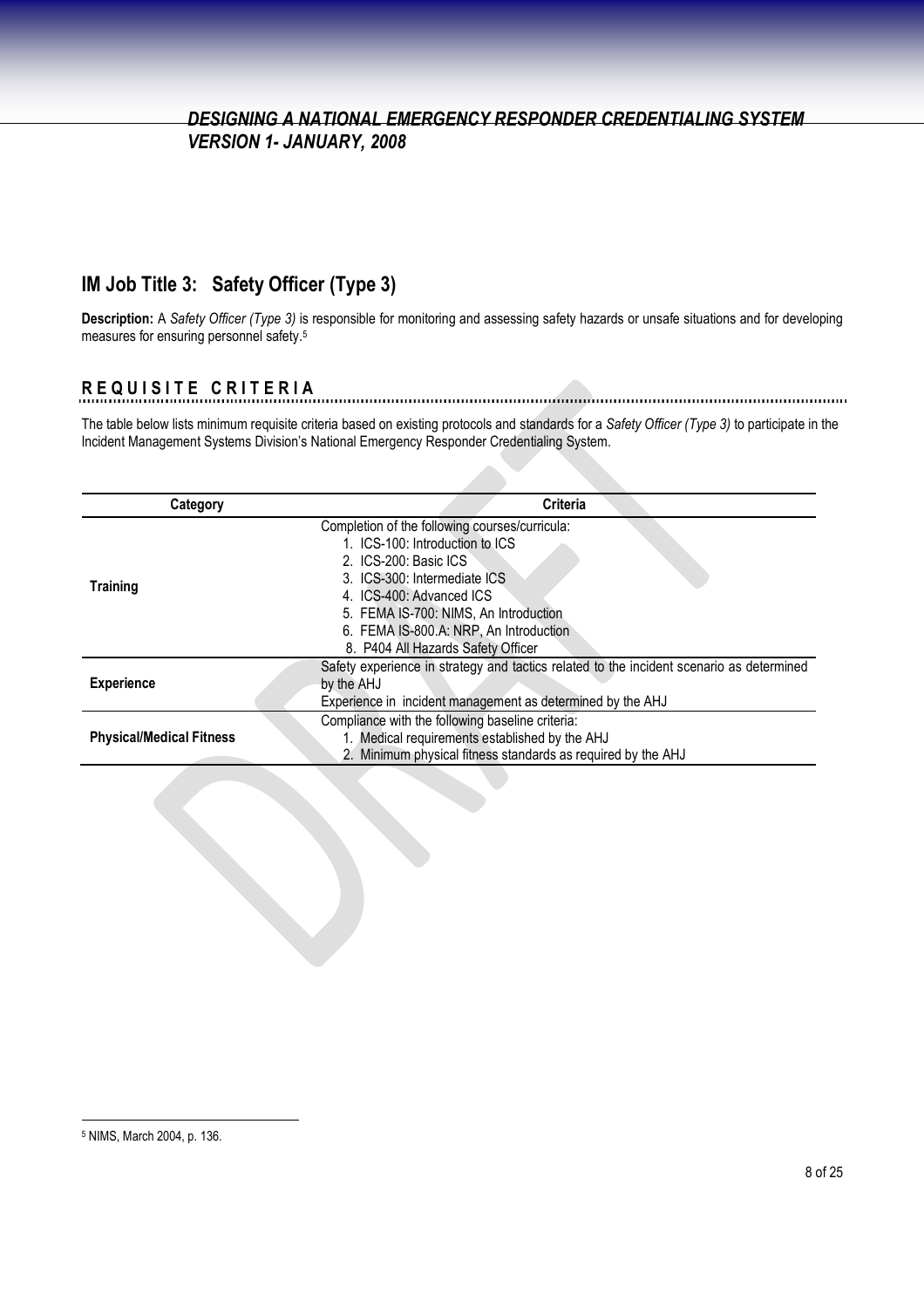## IM Job Title 3: Safety Officer (Type 3)

**Description:** A *Safety Officer (Type 3)* is responsible for monitoring and assessing safety hazards or unsafe situations and for developing measures for ensuring personnel safety.[5]

### REQUISITE CRITERIA

The table below lists minimum requisite criteria based on existing protocols and standards for a *Safety Officer (Type 3)* to participate in the Incident Management Systems Division's National Emergency Responder Credentialing System.

| Category | Criteria |
| --- | --- |
| **Training** | Completion of the following courses/curricula:<br>1. ICS-100: Introduction to ICS<br>2. ICS-200: Basic ICS<br>3. ICS-300: Intermediate ICS<br>4. ICS-400: Advanced ICS<br>5. FEMA IS-700: NIMS, An Introduction<br>6. FEMA IS-800.A: NRP, An Introduction<br>8. P404 All Hazards Safety Officer |
| **Experience** | Safety experience in strategy and tactics related to the incident scenario as determined by the AHJ<br>Experience in incident management as determined by the AHJ |
| **Physical/Medical Fitness** | Compliance with the following baseline criteria:<br>1. Medical requirements established by the AHJ<br>2. Minimum physical fitness standards as required by the AHJ |

[5] NIMS, March 2004, p. 136.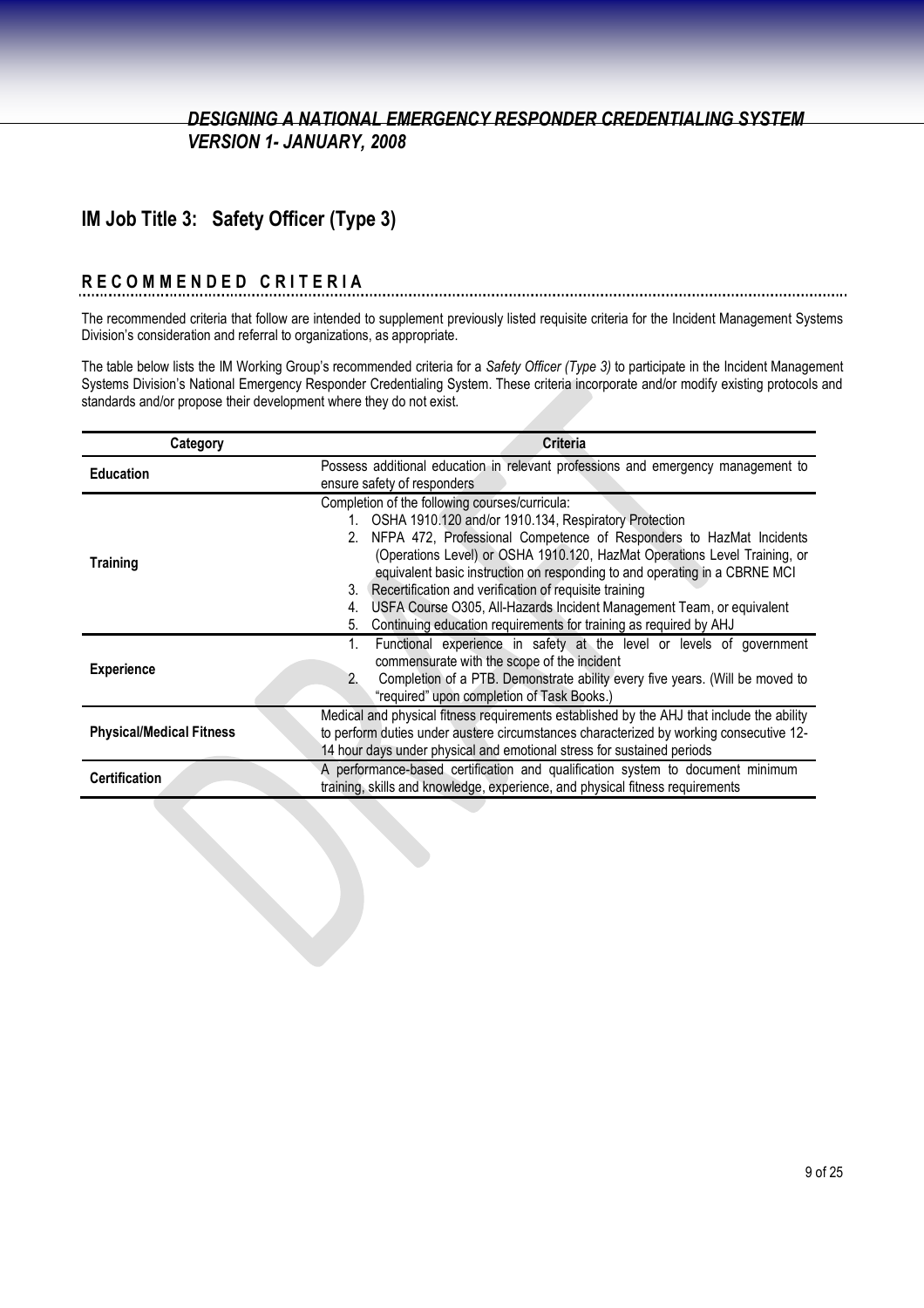## IM Job Title 3: Safety Officer (Type 3)

### RECOMMENDED CRITERIA

The recommended criteria that follow are intended to supplement previously listed requisite criteria for the Incident Management Systems Division's consideration and referral to organizations, as appropriate.

The table below lists the IM Working Group's recommended criteria for a *Safety Officer (Type 3)* to participate in the Incident Management Systems Division's National Emergency Responder Credentialing System. These criteria incorporate and/or modify existing protocols and standards and/or propose their development where they do not exist.

| Category | Criteria |
|---|---|
| **Education** | Possess additional education in relevant professions and emergency management to ensure safety of responders |
| **Training** | Completion of the following courses/curricula:<br>1. OSHA 1910.120 and/or 1910.134, Respiratory Protection<br>2. NFPA 472, Professional Competence of Responders to HazMat Incidents (Operations Level) or OSHA 1910.120, HazMat Operations Level Training, or equivalent basic instruction on responding to and operating in a CBRNE MCI<br>3. Recertification and verification of requisite training<br>4. USFA Course O305, All-Hazards Incident Management Team, or equivalent<br>5. Continuing education requirements for training as required by AHJ |
| **Experience** | 1. Functional experience in safety at the level or levels of government commensurate with the scope of the incident<br>2. Completion of a PTB. Demonstrate ability every five years. (Will be moved to "required" upon completion of Task Books.) |
| **Physical/Medical Fitness** | Medical and physical fitness requirements established by the AHJ that include the ability to perform duties under austere circumstances characterized by working consecutive 12-14 hour days under physical and emotional stress for sustained periods |
| **Certification** | A performance-based certification and qualification system to document minimum training, skills and knowledge, experience, and physical fitness requirements |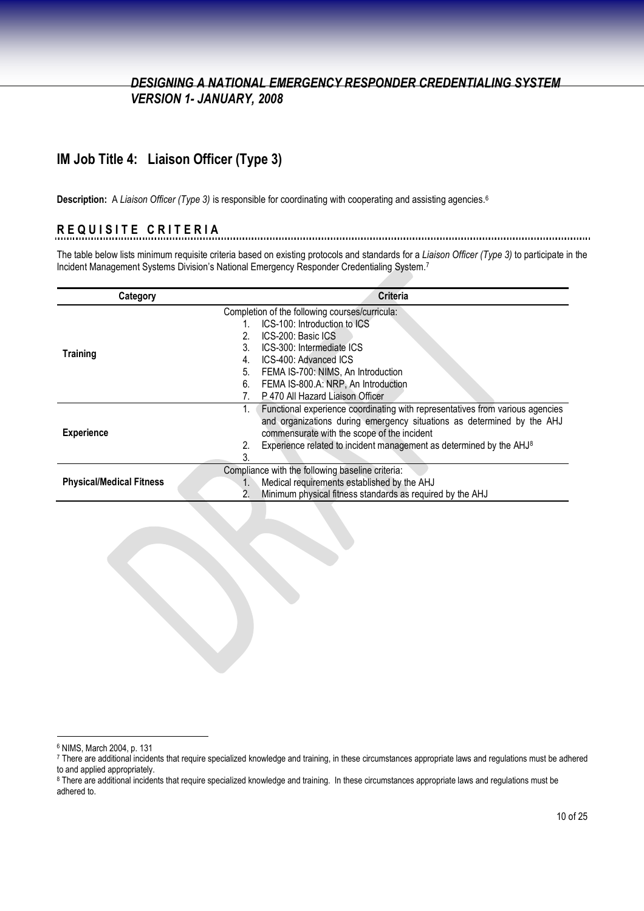## IM Job Title 4: Liaison Officer (Type 3)

**Description:** A *Liaison Officer (Type 3)* is responsible for coordinating with cooperating and assisting agencies.[6]

### REQUISITE CRITERIA

The table below lists minimum requisite criteria based on existing protocols and standards for a *Liaison Officer (Type 3)* to participate in the Incident Management Systems Division's National Emergency Responder Credentialing System.[7]

| Category | Criteria |
|---|---|
| **Training** | Completion of the following courses/curricula:<br>1. ICS-100: Introduction to ICS<br>2. ICS-200: Basic ICS<br>3. ICS-300: Intermediate ICS<br>4. ICS-400: Advanced ICS<br>5. FEMA IS-700: NIMS, An Introduction<br>6. FEMA IS-800.A: NRP, An Introduction<br>7. P 470 All Hazard Liaison Officer |
| **Experience** | 1. Functional experience coordinating with representatives from various agencies and organizations during emergency situations as determined by the AHJ commensurate with the scope of the incident<br>2. Experience related to incident management as determined by the AHJ[8]<br>3. |
| **Physical/Medical Fitness** | Compliance with the following baseline criteria:<br>1. Medical requirements established by the AHJ<br>2. Minimum physical fitness standards as required by the AHJ |

---

[6] NIMS, March 2004, p. 131

[7] There are additional incidents that require specialized knowledge and training, in these circumstances appropriate laws and regulations must be adhered to and applied appropriately.

[8] There are additional incidents that require specialized knowledge and training. In these circumstances appropriate laws and regulations must be adhered to.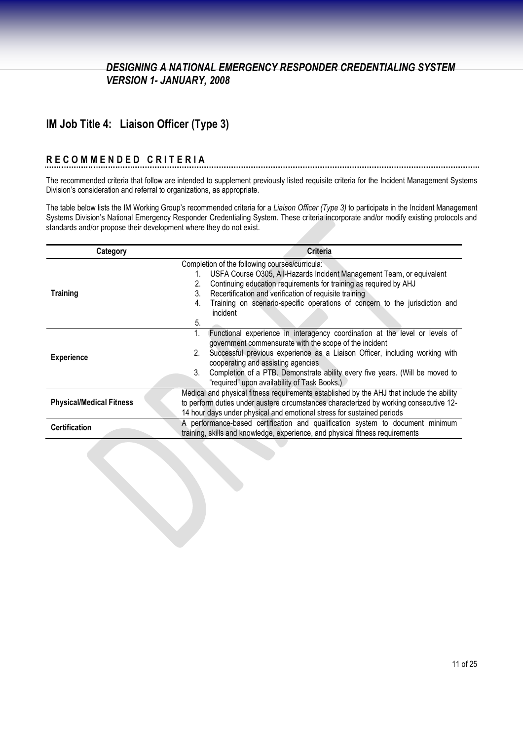## IM Job Title 4: Liaison Officer (Type 3)

### RECOMMENDED CRITERIA

The recommended criteria that follow are intended to supplement previously listed requisite criteria for the Incident Management Systems Division's consideration and referral to organizations, as appropriate.

The table below lists the IM Working Group's recommended criteria for a *Liaison Officer (Type 3)* to participate in the Incident Management Systems Division's National Emergency Responder Credentialing System. These criteria incorporate and/or modify existing protocols and standards and/or propose their development where they do not exist.

| Category | Criteria |
|---|---|
| **Training** | Completion of the following courses/curricula:<br>1. USFA Course O305, All-Hazards Incident Management Team, or equivalent<br>2. Continuing education requirements for training as required by AHJ<br>3. Recertification and verification of requisite training<br>4. Training on scenario-specific operations of concern to the jurisdiction and incident<br>5. |
| **Experience** | 1. Functional experience in interagency coordination at the level or levels of government commensurate with the scope of the incident<br>2. Successful previous experience as a Liaison Officer, including working with cooperating and assisting agencies<br>3. Completion of a PTB. Demonstrate ability every five years. (Will be moved to "required" upon availability of Task Books.) |
| **Physical/Medical Fitness** | Medical and physical fitness requirements established by the AHJ that include the ability to perform duties under austere circumstances characterized by working consecutive 12-14 hour days under physical and emotional stress for sustained periods |
| **Certification** | A performance-based certification and qualification system to document minimum training, skills and knowledge, experience, and physical fitness requirements |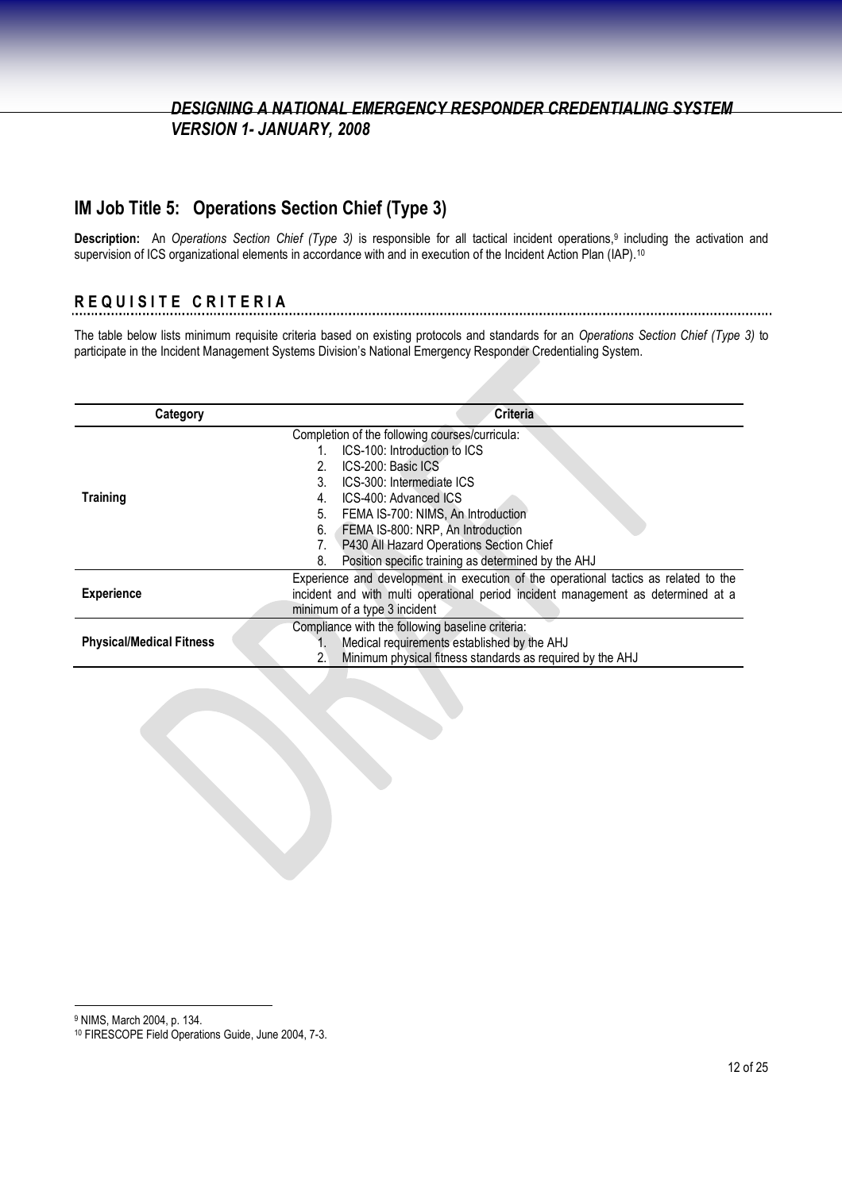## IM Job Title 5: Operations Section Chief (Type 3)

**Description:** An *Operations Section Chief (Type 3)* is responsible for all tactical incident operations,[9] including the activation and supervision of ICS organizational elements in accordance with and in execution of the Incident Action Plan (IAP).[10]

### REQUISITE CRITERIA

The table below lists minimum requisite criteria based on existing protocols and standards for an *Operations Section Chief (Type 3)* to participate in the Incident Management Systems Division's National Emergency Responder Credentialing System.

| Category | Criteria |
|---|---|
| **Training** | Completion of the following courses/curricula:<br>1. ICS-100: Introduction to ICS<br>2. ICS-200: Basic ICS<br>3. ICS-300: Intermediate ICS<br>4. ICS-400: Advanced ICS<br>5. FEMA IS-700: NIMS, An Introduction<br>6. FEMA IS-800: NRP, An Introduction<br>7. P430 All Hazard Operations Section Chief<br>8. Position specific training as determined by the AHJ |
| **Experience** | Experience and development in execution of the operational tactics as related to the incident and with multi operational period incident management as determined at a minimum of a type 3 incident |
| **Physical/Medical Fitness** | Compliance with the following baseline criteria:<br>1. Medical requirements established by the AHJ<br>2. Minimum physical fitness standards as required by the AHJ |

[9] NIMS, March 2004, p. 134.

[10] FIRESCOPE Field Operations Guide, June 2004, 7-3.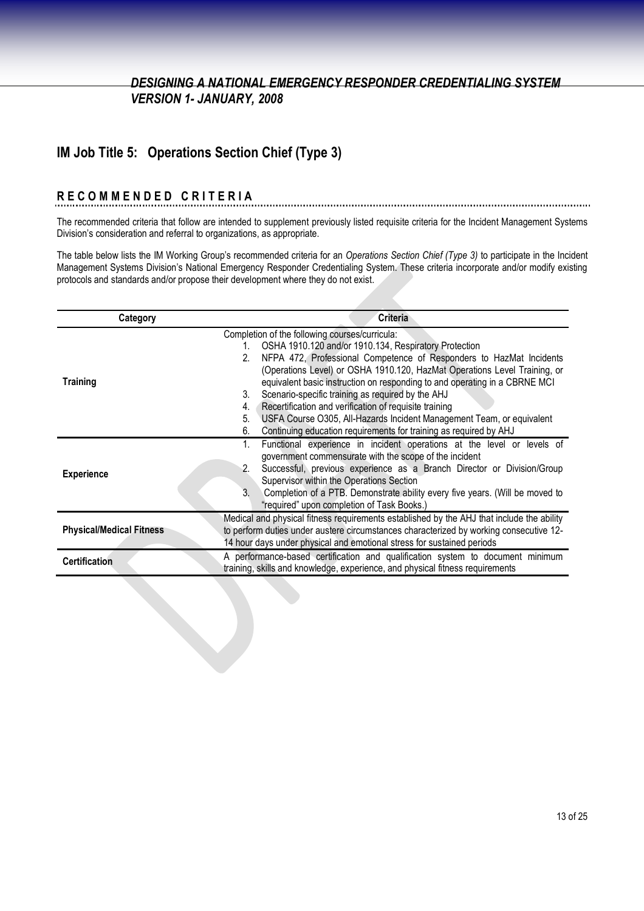## IM Job Title 5: Operations Section Chief (Type 3)

### RECOMMENDED CRITERIA

The recommended criteria that follow are intended to supplement previously listed requisite criteria for the Incident Management Systems Division's consideration and referral to organizations, as appropriate.

The table below lists the IM Working Group's recommended criteria for an *Operations Section Chief (Type 3)* to participate in the Incident Management Systems Division's National Emergency Responder Credentialing System. These criteria incorporate and/or modify existing protocols and standards and/or propose their development where they do not exist.

| Category | Criteria |
|---|---|
| **Training** | Completion of the following courses/curricula:<br>1. OSHA 1910.120 and/or 1910.134, Respiratory Protection<br>2. NFPA 472, Professional Competence of Responders to HazMat Incidents (Operations Level) or OSHA 1910.120, HazMat Operations Level Training, or equivalent basic instruction on responding to and operating in a CBRNE MCI<br>3. Scenario-specific training as required by the AHJ<br>4. Recertification and verification of requisite training<br>5. USFA Course O305, All-Hazards Incident Management Team, or equivalent<br>6. Continuing education requirements for training as required by AHJ |
| **Experience** | 1. Functional experience in incident operations at the level or levels of government commensurate with the scope of the incident<br>2. Successful, previous experience as a Branch Director or Division/Group Supervisor within the Operations Section<br>3. Completion of a PTB. Demonstrate ability every five years. (Will be moved to "required" upon completion of Task Books.) |
| **Physical/Medical Fitness** | Medical and physical fitness requirements established by the AHJ that include the ability to perform duties under austere circumstances characterized by working consecutive 12-14 hour days under physical and emotional stress for sustained periods |
| **Certification** | A performance-based certification and qualification system to document minimum training, skills and knowledge, experience, and physical fitness requirements |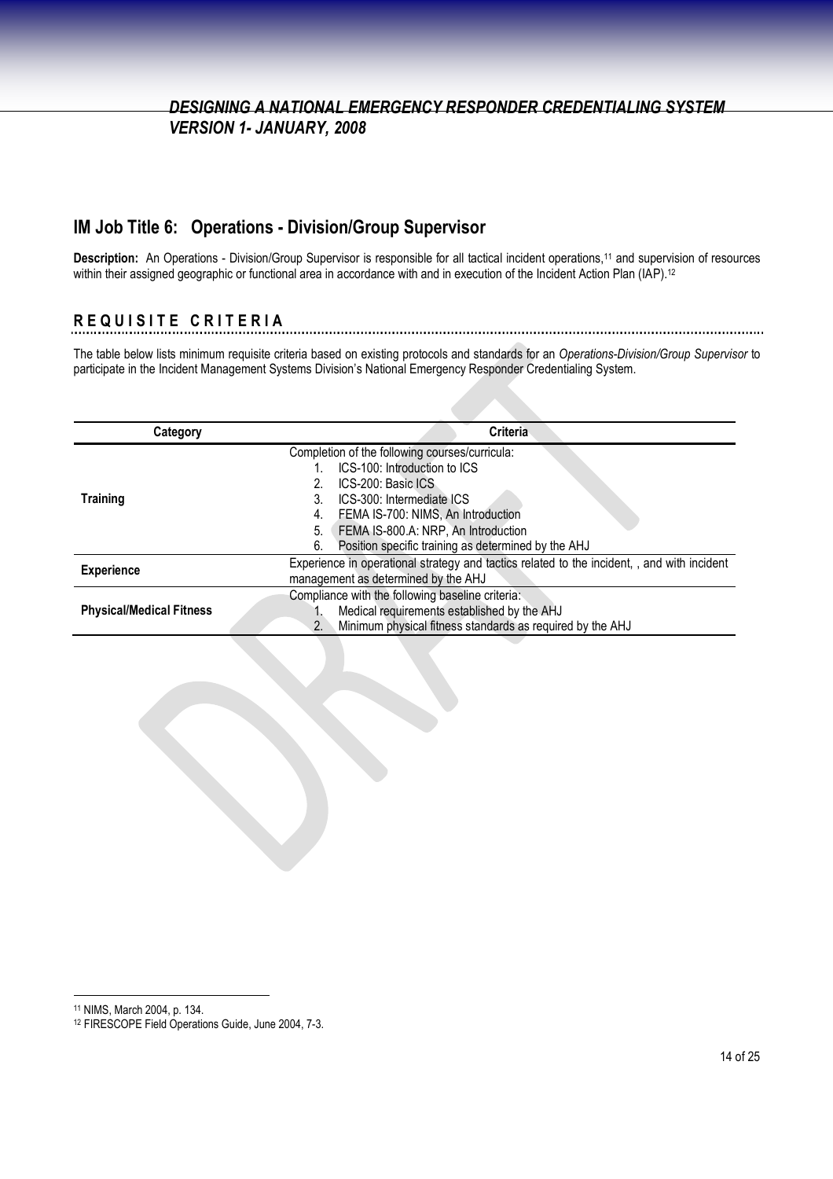## IM Job Title 6: Operations - Division/Group Supervisor

**Description:** An Operations - Division/Group Supervisor is responsible for all tactical incident operations,[11] and supervision of resources within their assigned geographic or functional area in accordance with and in execution of the Incident Action Plan (IAP).[12]

### REQUISITE CRITERIA

The table below lists minimum requisite criteria based on existing protocols and standards for an *Operations-Division/Group Supervisor* to participate in the Incident Management Systems Division's National Emergency Responder Credentialing System.

| Category | Criteria |
|---|---|
| **Training** | Completion of the following courses/curricula:<br>1. ICS-100: Introduction to ICS<br>2. ICS-200: Basic ICS<br>3. ICS-300: Intermediate ICS<br>4. FEMA IS-700: NIMS, An Introduction<br>5. FEMA IS-800.A: NRP, An Introduction<br>6. Position specific training as determined by the AHJ |
| **Experience** | Experience in operational strategy and tactics related to the incident, , and with incident management as determined by the AHJ |
| **Physical/Medical Fitness** | Compliance with the following baseline criteria:<br>1. Medical requirements established by the AHJ<br>2. Minimum physical fitness standards as required by the AHJ |

---

[11] NIMS, March 2004, p. 134.

[12] FIRESCOPE Field Operations Guide, June 2004, 7-3.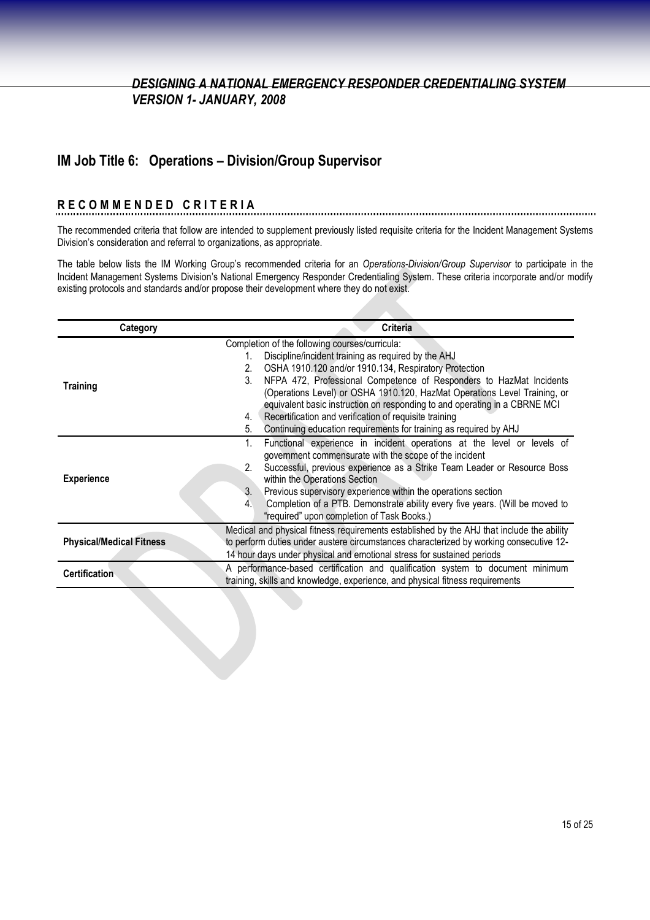## IM Job Title 6: Operations – Division/Group Supervisor

### RECOMMENDED CRITERIA

The recommended criteria that follow are intended to supplement previously listed requisite criteria for the Incident Management Systems Division's consideration and referral to organizations, as appropriate.

The table below lists the IM Working Group's recommended criteria for an *Operations-Division/Group Supervisor* to participate in the Incident Management Systems Division's National Emergency Responder Credentialing System. These criteria incorporate and/or modify existing protocols and standards and/or propose their development where they do not exist.

| Category | Criteria |
|---|---|
| **Training** | Completion of the following courses/curricula:<br>1. Discipline/incident training as required by the AHJ<br>2. OSHA 1910.120 and/or 1910.134, Respiratory Protection<br>3. NFPA 472, Professional Competence of Responders to HazMat Incidents (Operations Level) or OSHA 1910.120, HazMat Operations Level Training, or equivalent basic instruction on responding to and operating in a CBRNE MCI<br>4. Recertification and verification of requisite training<br>5. Continuing education requirements for training as required by AHJ |
| **Experience** | 1. Functional experience in incident operations at the level or levels of government commensurate with the scope of the incident<br>2. Successful, previous experience as a Strike Team Leader or Resource Boss within the Operations Section<br>3. Previous supervisory experience within the operations section<br>4. Completion of a PTB. Demonstrate ability every five years. (Will be moved to "required" upon completion of Task Books.) |
| **Physical/Medical Fitness** | Medical and physical fitness requirements established by the AHJ that include the ability to perform duties under austere circumstances characterized by working consecutive 12-14 hour days under physical and emotional stress for sustained periods |
| **Certification** | A performance-based certification and qualification system to document minimum training, skills and knowledge, experience, and physical fitness requirements |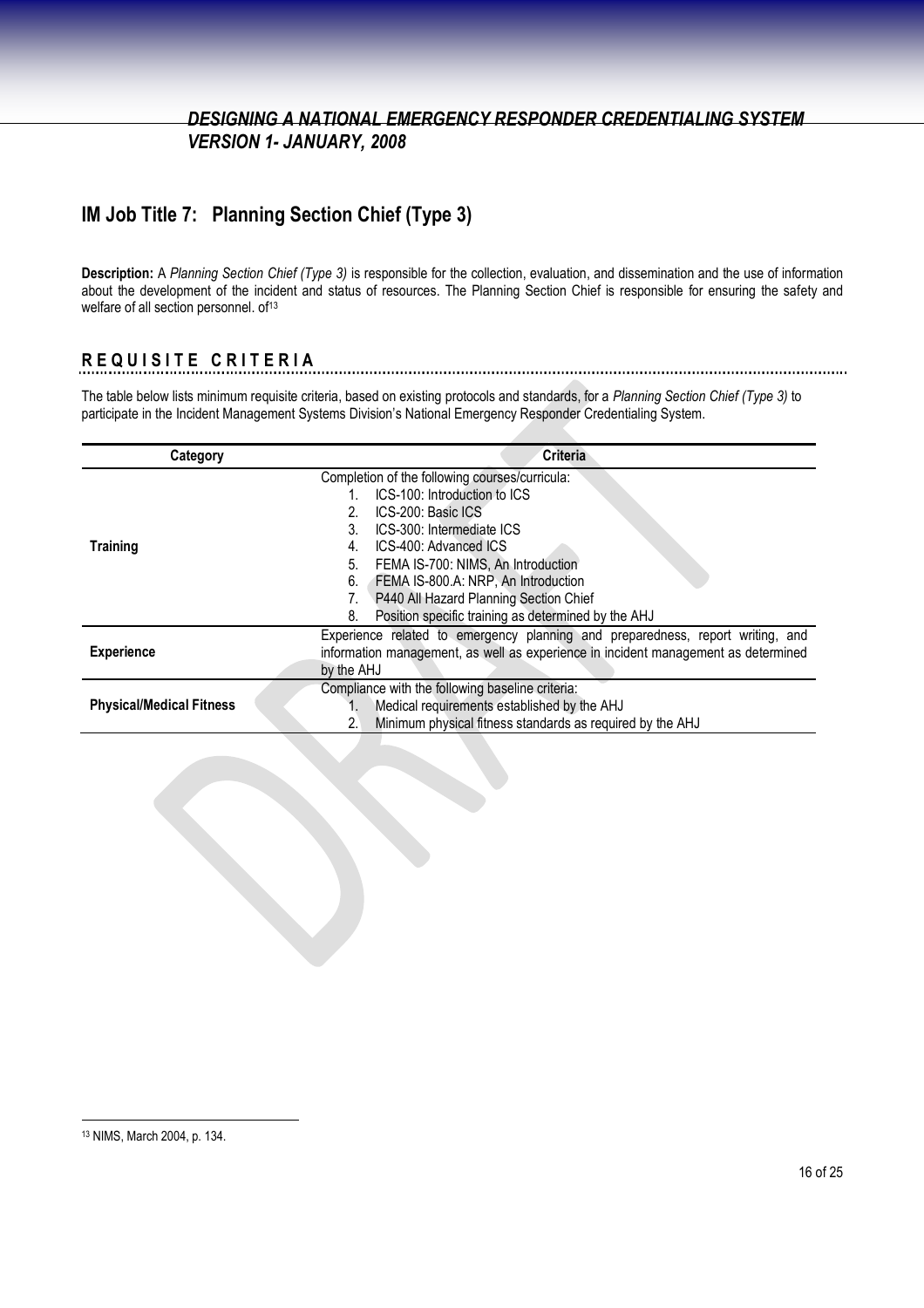## IM Job Title 7: Planning Section Chief (Type 3)

**Description:** A *Planning Section Chief (Type 3)* is responsible for the collection, evaluation, and dissemination and the use of information about the development of the incident and status of resources. The Planning Section Chief is responsible for ensuring the safety and welfare of all section personnel. of[13]

### REQUISITE CRITERIA

The table below lists minimum requisite criteria, based on existing protocols and standards, for a *Planning Section Chief (Type 3)* to participate in the Incident Management Systems Division's National Emergency Responder Credentialing System.

| Category | Criteria |
|---|---|
| **Training** | Completion of the following courses/curricula:<br>1. ICS-100: Introduction to ICS<br>2. ICS-200: Basic ICS<br>3. ICS-300: Intermediate ICS<br>4. ICS-400: Advanced ICS<br>5. FEMA IS-700: NIMS, An Introduction<br>6. FEMA IS-800.A: NRP, An Introduction<br>7. P440 All Hazard Planning Section Chief<br>8. Position specific training as determined by the AHJ |
| **Experience** | Experience related to emergency planning and preparedness, report writing, and information management, as well as experience in incident management as determined by the AHJ |
| **Physical/Medical Fitness** | Compliance with the following baseline criteria:<br>1. Medical requirements established by the AHJ<br>2. Minimum physical fitness standards as required by the AHJ |

[13] NIMS, March 2004, p. 134.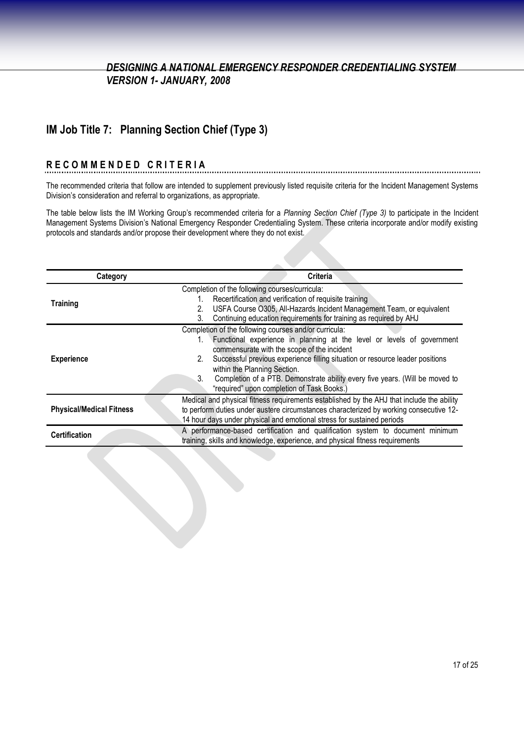## IM Job Title 7: Planning Section Chief (Type 3)

### RECOMMENDED CRITERIA

The recommended criteria that follow are intended to supplement previously listed requisite criteria for the Incident Management Systems Division's consideration and referral to organizations, as appropriate.

The table below lists the IM Working Group's recommended criteria for a *Planning Section Chief (Type 3)* to participate in the Incident Management Systems Division's National Emergency Responder Credentialing System. These criteria incorporate and/or modify existing protocols and standards and/or propose their development where they do not exist.

| Category | Criteria |
|---|---|
| **Training** | Completion of the following courses/curricula:<br>1. Recertification and verification of requisite training<br>2. USFA Course O305, All-Hazards Incident Management Team, or equivalent<br>3. Continuing education requirements for training as required by AHJ |
| **Experience** | Completion of the following courses and/or curricula:<br>1. Functional experience in planning at the level or levels of government commensurate with the scope of the incident<br>2. Successful previous experience filling situation or resource leader positions within the Planning Section.<br>3. Completion of a PTB. Demonstrate ability every five years. (Will be moved to "required" upon completion of Task Books.) |
| **Physical/Medical Fitness** | Medical and physical fitness requirements established by the AHJ that include the ability to perform duties under austere circumstances characterized by working consecutive 12-14 hour days under physical and emotional stress for sustained periods |
| **Certification** | A performance-based certification and qualification system to document minimum training, skills and knowledge, experience, and physical fitness requirements |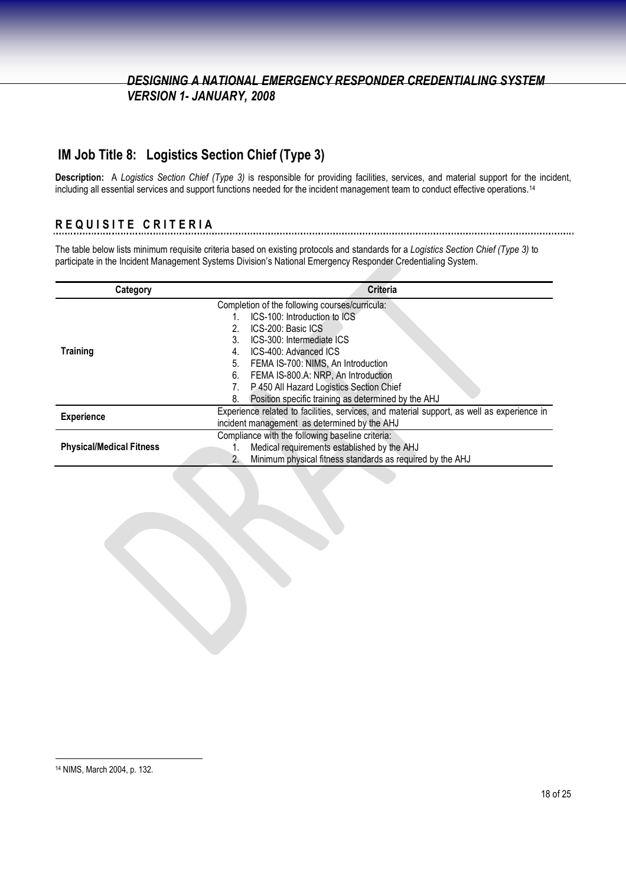## IM Job Title 8: Logistics Section Chief (Type 3)

**Description:** A *Logistics Section Chief (Type 3)* is responsible for providing facilities, services, and material support for the incident, including all essential services and support functions needed for the incident management team to conduct effective operations.[14]

### REQUISITE CRITERIA

The table below lists minimum requisite criteria based on existing protocols and standards for a *Logistics Section Chief (Type 3)* to participate in the Incident Management Systems Division's National Emergency Responder Credentialing System.

| Category | Criteria |
|---|---|
| **Training** | Completion of the following courses/curricula:<br>1. ICS-100: Introduction to ICS<br>2. ICS-200: Basic ICS<br>3. ICS-300: Intermediate ICS<br>4. ICS-400: Advanced ICS<br>5. FEMA IS-700: NIMS, An Introduction<br>6. FEMA IS-800.A: NRP, An Introduction<br>7. P 450 All Hazard Logistics Section Chief<br>8. Position specific training as determined by the AHJ |
| **Experience** | Experience related to facilities, services, and material support, as well as experience in incident management as determined by the AHJ |
| **Physical/Medical Fitness** | Compliance with the following baseline criteria:<br>1. Medical requirements established by the AHJ<br>2. Minimum physical fitness standards as required by the AHJ |

[14] NIMS, March 2004, p. 132.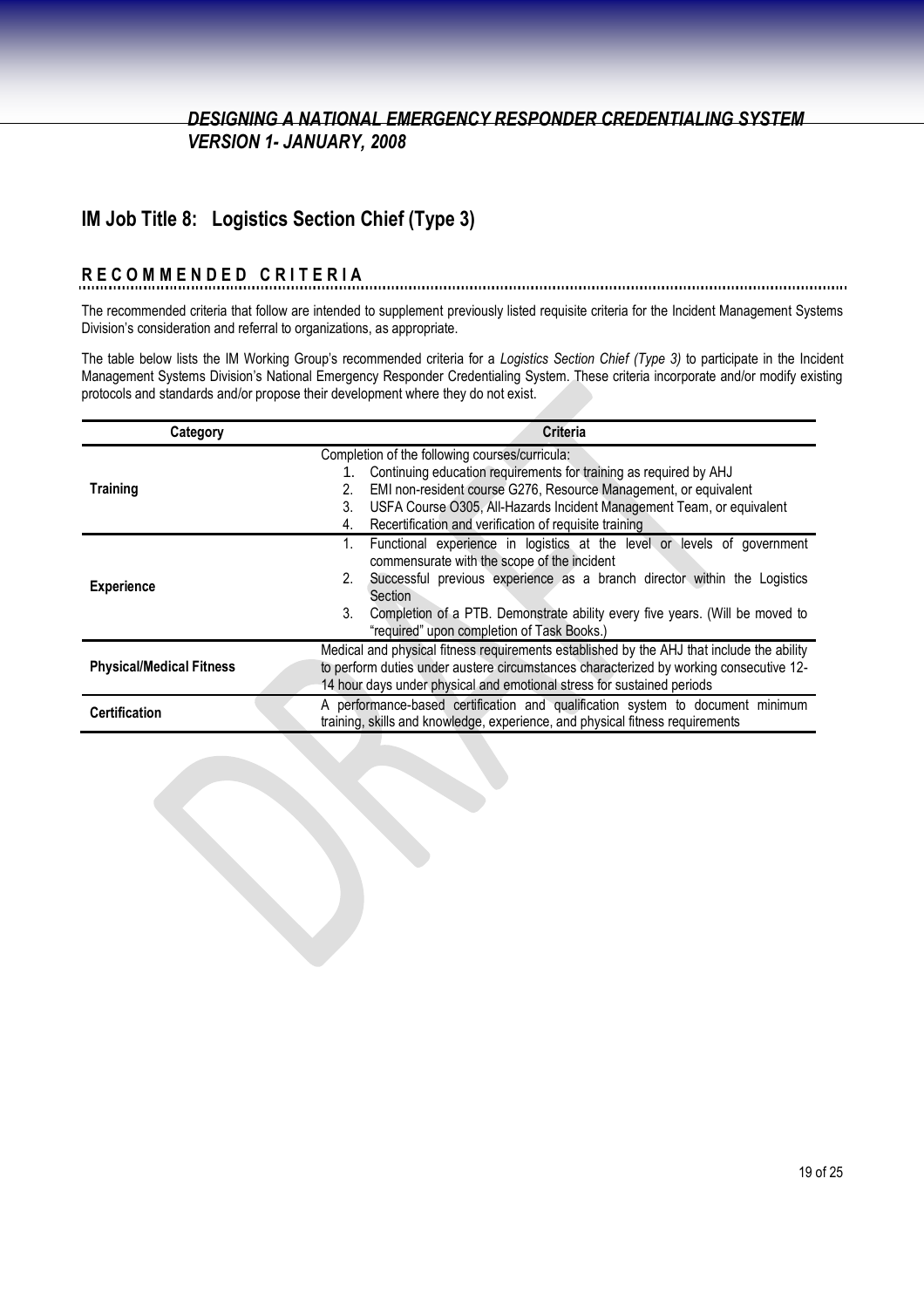## IM Job Title 8: Logistics Section Chief (Type 3)

### RECOMMENDED CRITERIA

The recommended criteria that follow are intended to supplement previously listed requisite criteria for the Incident Management Systems Division's consideration and referral to organizations, as appropriate.

The table below lists the IM Working Group's recommended criteria for a *Logistics Section Chief (Type 3)* to participate in the Incident Management Systems Division's National Emergency Responder Credentialing System. These criteria incorporate and/or modify existing protocols and standards and/or propose their development where they do not exist.

| Category | Criteria |
|---|---|
| **Training** | Completion of the following courses/curricula:<br>1. Continuing education requirements for training as required by AHJ<br>2. EMI non-resident course G276, Resource Management, or equivalent<br>3. USFA Course O305, All-Hazards Incident Management Team, or equivalent<br>4. Recertification and verification of requisite training |
| **Experience** | 1. Functional experience in logistics at the level or levels of government commensurate with the scope of the incident<br>2. Successful previous experience as a branch director within the Logistics Section<br>3. Completion of a PTB. Demonstrate ability every five years. (Will be moved to "required" upon completion of Task Books.) |
| **Physical/Medical Fitness** | Medical and physical fitness requirements established by the AHJ that include the ability to perform duties under austere circumstances characterized by working consecutive 12-14 hour days under physical and emotional stress for sustained periods |
| **Certification** | A performance-based certification and qualification system to document minimum training, skills and knowledge, experience, and physical fitness requirements |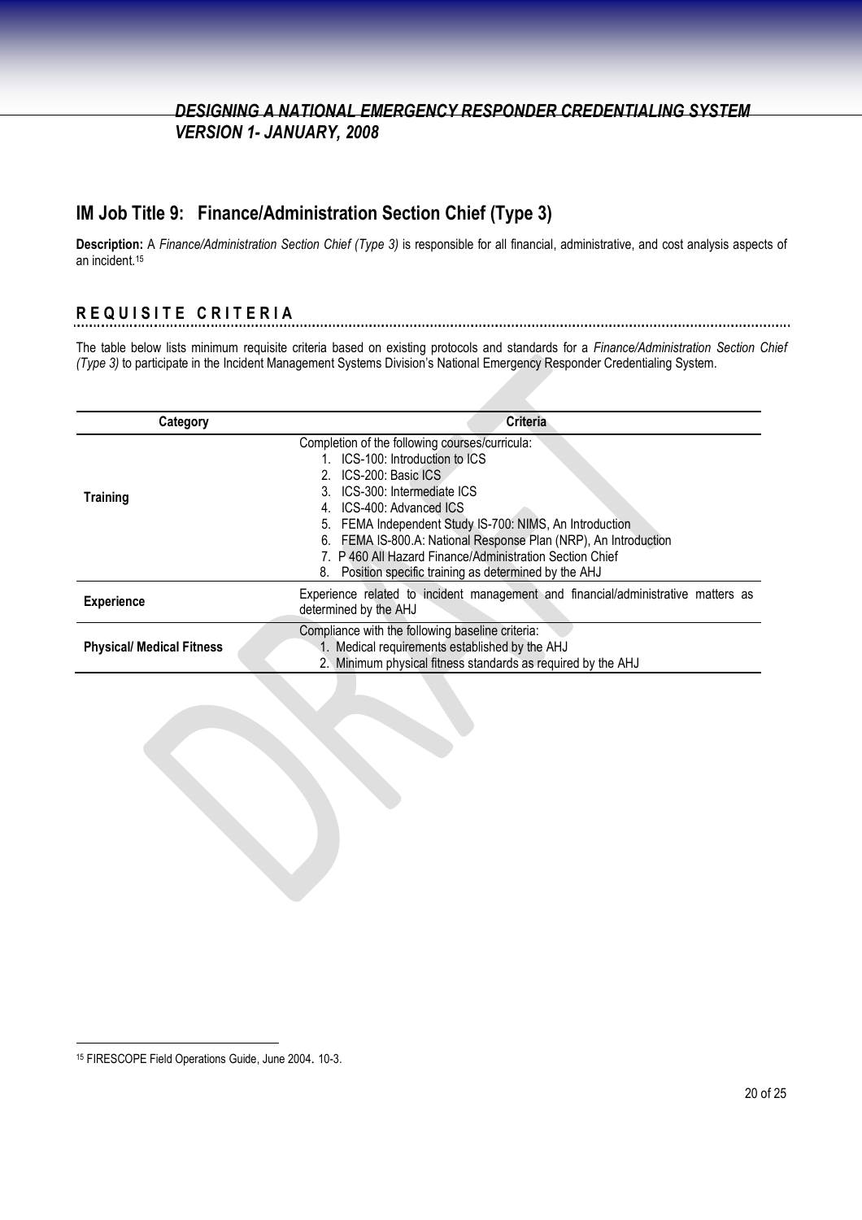## IM Job Title 9: Finance/Administration Section Chief (Type 3)

**Description:** A *Finance/Administration Section Chief (Type 3)* is responsible for all financial, administrative, and cost analysis aspects of an incident.[15]

### REQUISITE CRITERIA

The table below lists minimum requisite criteria based on existing protocols and standards for a *Finance/Administration Section Chief (Type 3)* to participate in the Incident Management Systems Division's National Emergency Responder Credentialing System.

| Category | Criteria |
|---|---|
| **Training** | Completion of the following courses/curricula:<br>1. ICS-100: Introduction to ICS<br>2. ICS-200: Basic ICS<br>3. ICS-300: Intermediate ICS<br>4. ICS-400: Advanced ICS<br>5. FEMA Independent Study IS-700: NIMS, An Introduction<br>6. FEMA IS-800.A: National Response Plan (NRP), An Introduction<br>7. P 460 All Hazard Finance/Administration Section Chief<br>8. Position specific training as determined by the AHJ |
| **Experience** | Experience related to incident management and financial/administrative matters as determined by the AHJ |
| **Physical/ Medical Fitness** | Compliance with the following baseline criteria:<br>1. Medical requirements established by the AHJ<br>2. Minimum physical fitness standards as required by the AHJ |

[15] FIRESCOPE Field Operations Guide, June 2004. 10-3.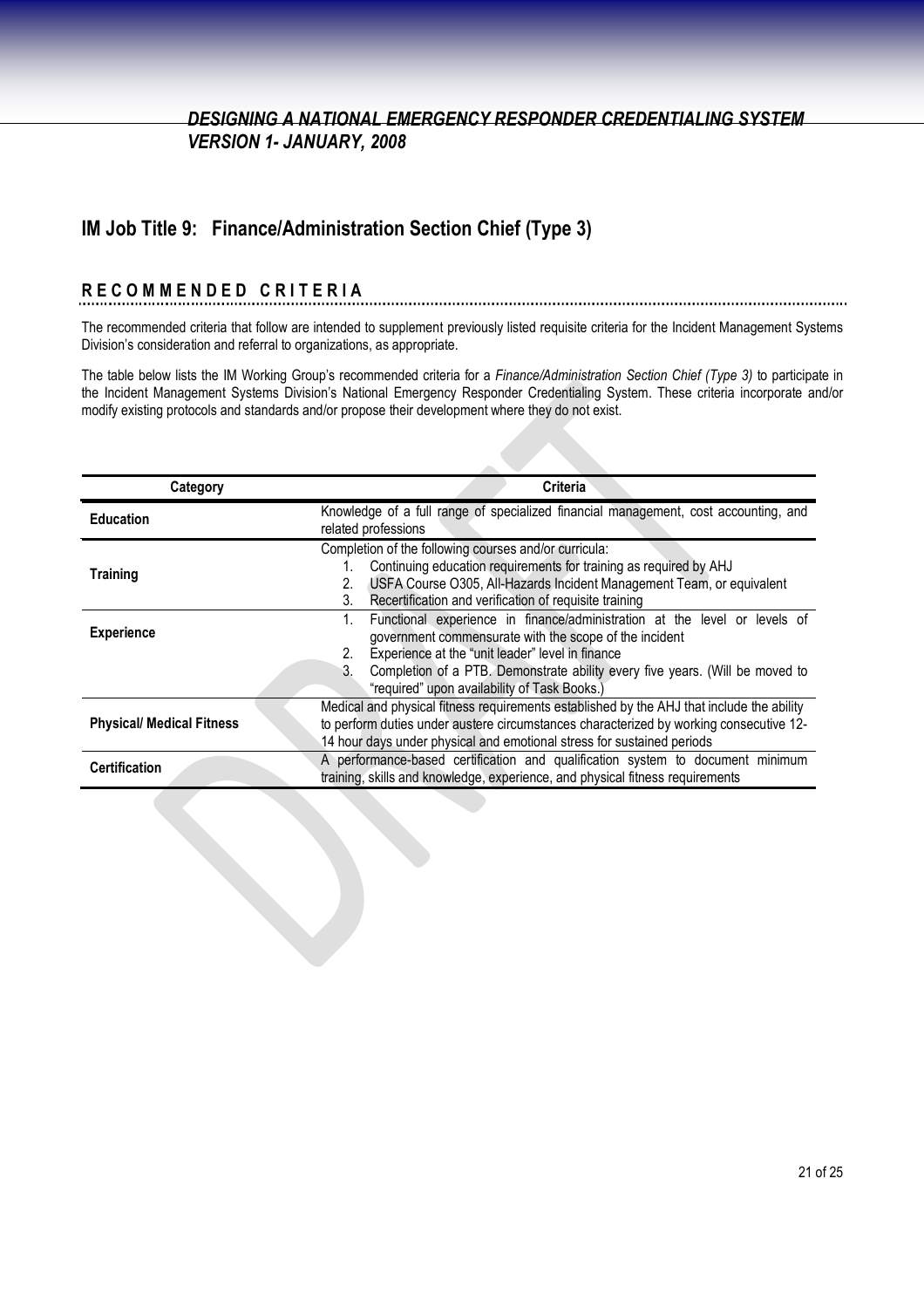## IM Job Title 9: Finance/Administration Section Chief (Type 3)

### RECOMMENDED CRITERIA

The recommended criteria that follow are intended to supplement previously listed requisite criteria for the Incident Management Systems Division's consideration and referral to organizations, as appropriate.

The table below lists the IM Working Group's recommended criteria for a *Finance/Administration Section Chief (Type 3)* to participate in the Incident Management Systems Division's National Emergency Responder Credentialing System. These criteria incorporate and/or modify existing protocols and standards and/or propose their development where they do not exist.

| Category | Criteria |
|---|---|
| **Education** | Knowledge of a full range of specialized financial management, cost accounting, and related professions |
| **Training** | Completion of the following courses and/or curricula:<br>1. Continuing education requirements for training as required by AHJ<br>2. USFA Course O305, All-Hazards Incident Management Team, or equivalent<br>3. Recertification and verification of requisite training |
| **Experience** | 1. Functional experience in finance/administration at the level or levels of government commensurate with the scope of the incident<br>2. Experience at the "unit leader" level in finance<br>3. Completion of a PTB. Demonstrate ability every five years. (Will be moved to "required" upon availability of Task Books.) |
| **Physical/ Medical Fitness** | Medical and physical fitness requirements established by the AHJ that include the ability to perform duties under austere circumstances characterized by working consecutive 12-14 hour days under physical and emotional stress for sustained periods |
| **Certification** | A performance-based certification and qualification system to document minimum training, skills and knowledge, experience, and physical fitness requirements |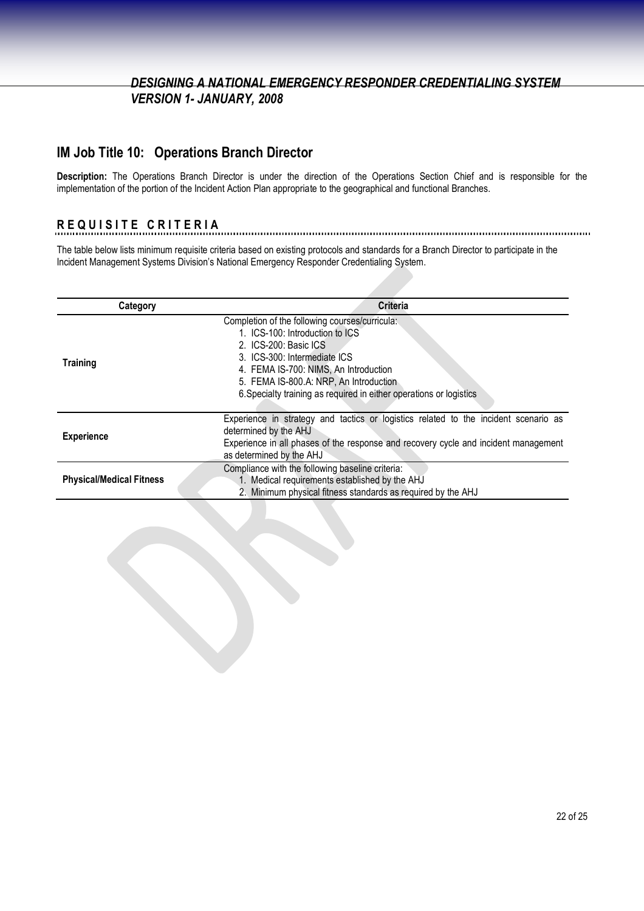## IM Job Title 10: Operations Branch Director

**Description:** The Operations Branch Director is under the direction of the Operations Section Chief and is responsible for the implementation of the portion of the Incident Action Plan appropriate to the geographical and functional Branches.

### REQUISITE CRITERIA

The table below lists minimum requisite criteria based on existing protocols and standards for a Branch Director to participate in the Incident Management Systems Division's National Emergency Responder Credentialing System.

| Category | Criteria |
|---|---|
| **Training** | Completion of the following courses/curricula:<br>1. ICS-100: Introduction to ICS<br>2. ICS-200: Basic ICS<br>3. ICS-300: Intermediate ICS<br>4. FEMA IS-700: NIMS, An Introduction<br>5. FEMA IS-800.A: NRP, An Introduction<br>6. Specialty training as required in either operations or logistics |
| **Experience** | Experience in strategy and tactics or logistics related to the incident scenario as determined by the AHJ<br>Experience in all phases of the response and recovery cycle and incident management as determined by the AHJ |
| **Physical/Medical Fitness** | Compliance with the following baseline criteria:<br>1. Medical requirements established by the AHJ<br>2. Minimum physical fitness standards as required by the AHJ |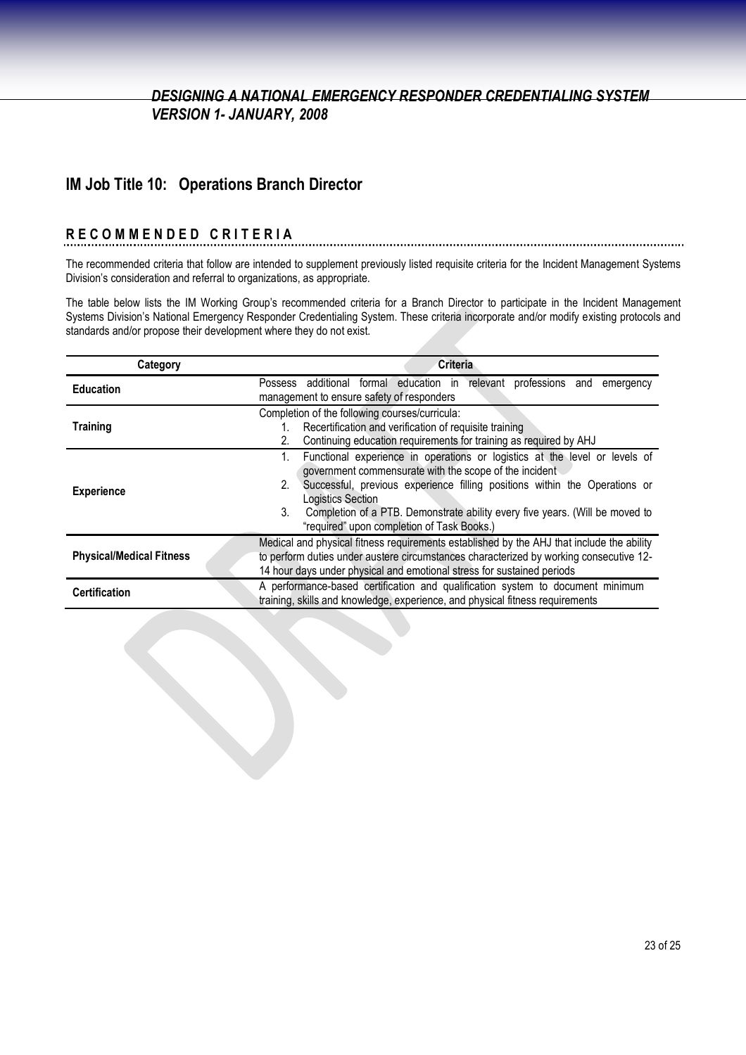## IM Job Title 10: Operations Branch Director

### RECOMMENDED CRITERIA

The recommended criteria that follow are intended to supplement previously listed requisite criteria for the Incident Management Systems Division's consideration and referral to organizations, as appropriate.

The table below lists the IM Working Group's recommended criteria for a Branch Director to participate in the Incident Management Systems Division's National Emergency Responder Credentialing System. These criteria incorporate and/or modify existing protocols and standards and/or propose their development where they do not exist.

| Category | Criteria |
|---|---|
| **Education** | Possess additional formal education in relevant professions and emergency management to ensure safety of responders |
| **Training** | Completion of the following courses/curricula:<br>1. Recertification and verification of requisite training<br>2. Continuing education requirements for training as required by AHJ |
| **Experience** | 1. Functional experience in operations or logistics at the level or levels of government commensurate with the scope of the incident<br>2. Successful, previous experience filling positions within the Operations or Logistics Section<br>3. Completion of a PTB. Demonstrate ability every five years. (Will be moved to "required" upon completion of Task Books.) |
| **Physical/Medical Fitness** | Medical and physical fitness requirements established by the AHJ that include the ability to perform duties under austere circumstances characterized by working consecutive 12-14 hour days under physical and emotional stress for sustained periods |
| **Certification** | A performance-based certification and qualification system to document minimum training, skills and knowledge, experience, and physical fitness requirements |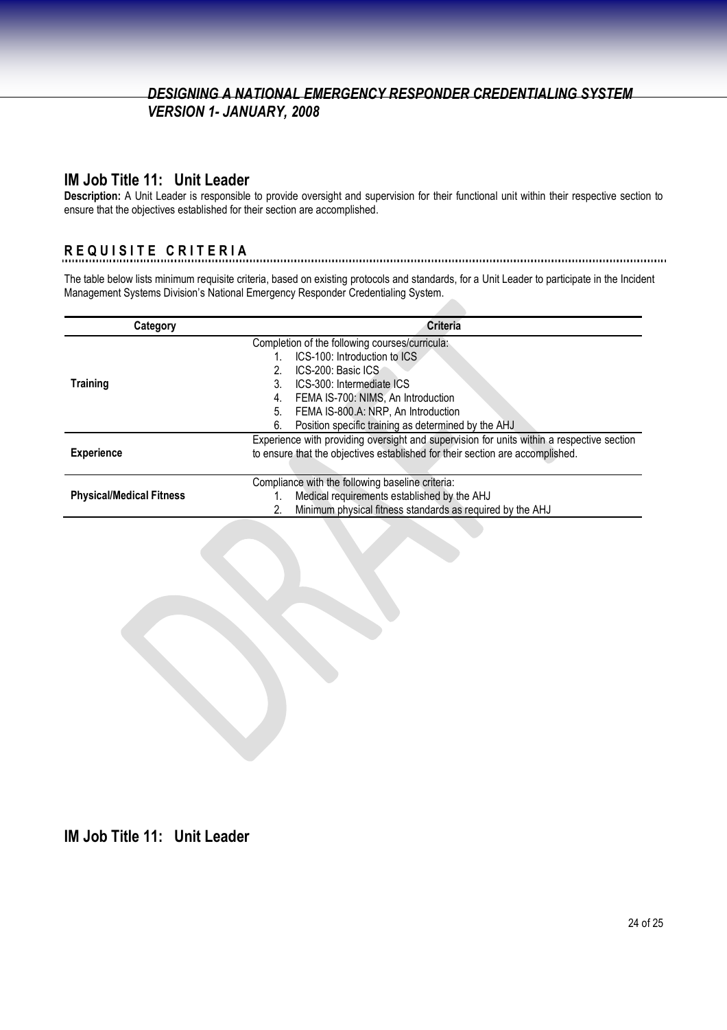## IM Job Title 11: Unit Leader

**Description:** A Unit Leader is responsible to provide oversight and supervision for their functional unit within their respective section to ensure that the objectives established for their section are accomplished.

### REQUISITE CRITERIA

The table below lists minimum requisite criteria, based on existing protocols and standards, for a Unit Leader to participate in the Incident Management Systems Division's National Emergency Responder Credentialing System.

| Category | Criteria |
| --- | --- |
| **Training** | Completion of the following courses/curricula:<br>1. ICS-100: Introduction to ICS<br>2. ICS-200: Basic ICS<br>3. ICS-300: Intermediate ICS<br>4. FEMA IS-700: NIMS, An Introduction<br>5. FEMA IS-800.A: NRP, An Introduction<br>6. Position specific training as determined by the AHJ |
| **Experience** | Experience with providing oversight and supervision for units within a respective section to ensure that the objectives established for their section are accomplished. |
| **Physical/Medical Fitness** | Compliance with the following baseline criteria:<br>1. Medical requirements established by the AHJ<br>2. Minimum physical fitness standards as required by the AHJ |

## IM Job Title 11: Unit Leader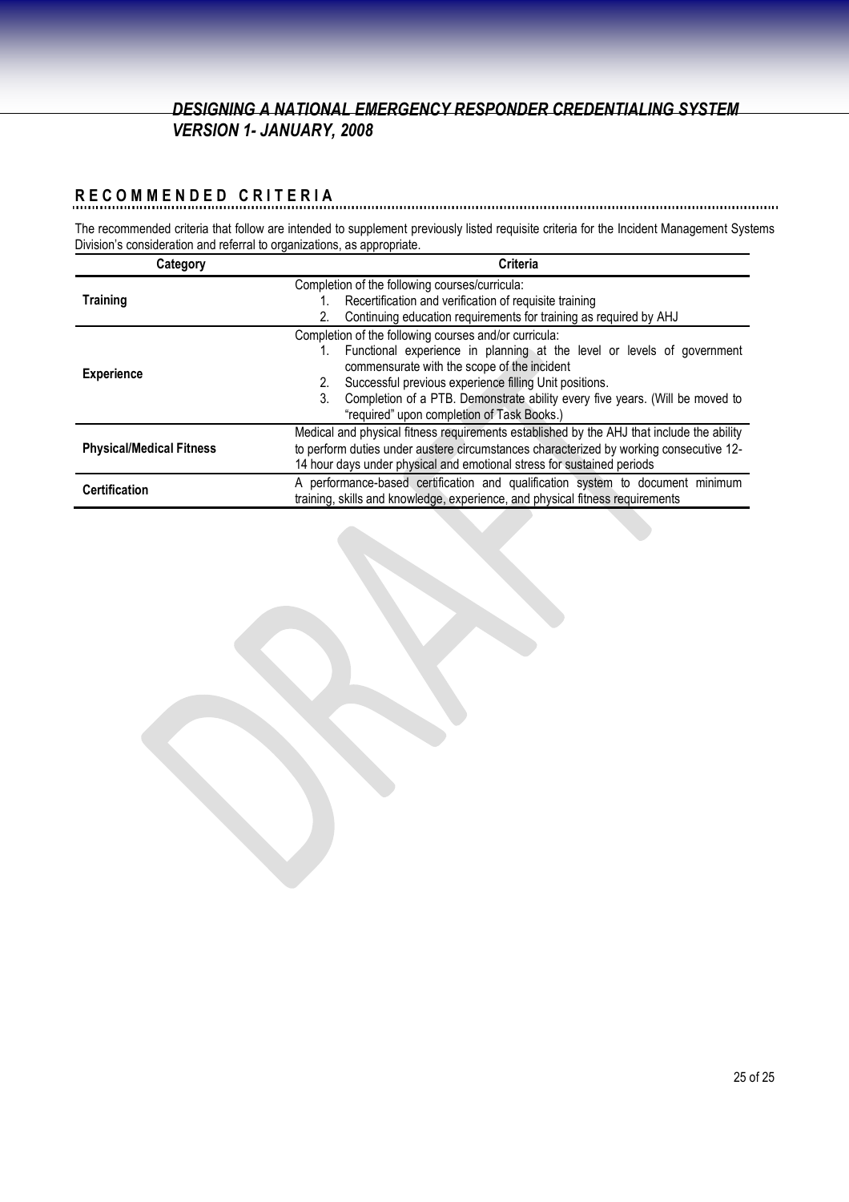## RECOMMENDED CRITERIA

The recommended criteria that follow are intended to supplement previously listed requisite criteria for the Incident Management Systems Division's consideration and referral to organizations, as appropriate.

| Category | Criteria |
|---|---|
| **Training** | Completion of the following courses/curricula:<br>1. Recertification and verification of requisite training<br>2. Continuing education requirements for training as required by AHJ |
| **Experience** | Completion of the following courses and/or curricula:<br>1. Functional experience in planning at the level or levels of government commensurate with the scope of the incident<br>2. Successful previous experience filling Unit positions.<br>3. Completion of a PTB. Demonstrate ability every five years. (Will be moved to "required" upon completion of Task Books.) |
| **Physical/Medical Fitness** | Medical and physical fitness requirements established by the AHJ that include the ability to perform duties under austere circumstances characterized by working consecutive 12-14 hour days under physical and emotional stress for sustained periods |
| **Certification** | A performance-based certification and qualification system to document minimum training, skills and knowledge, experience, and physical fitness requirements |